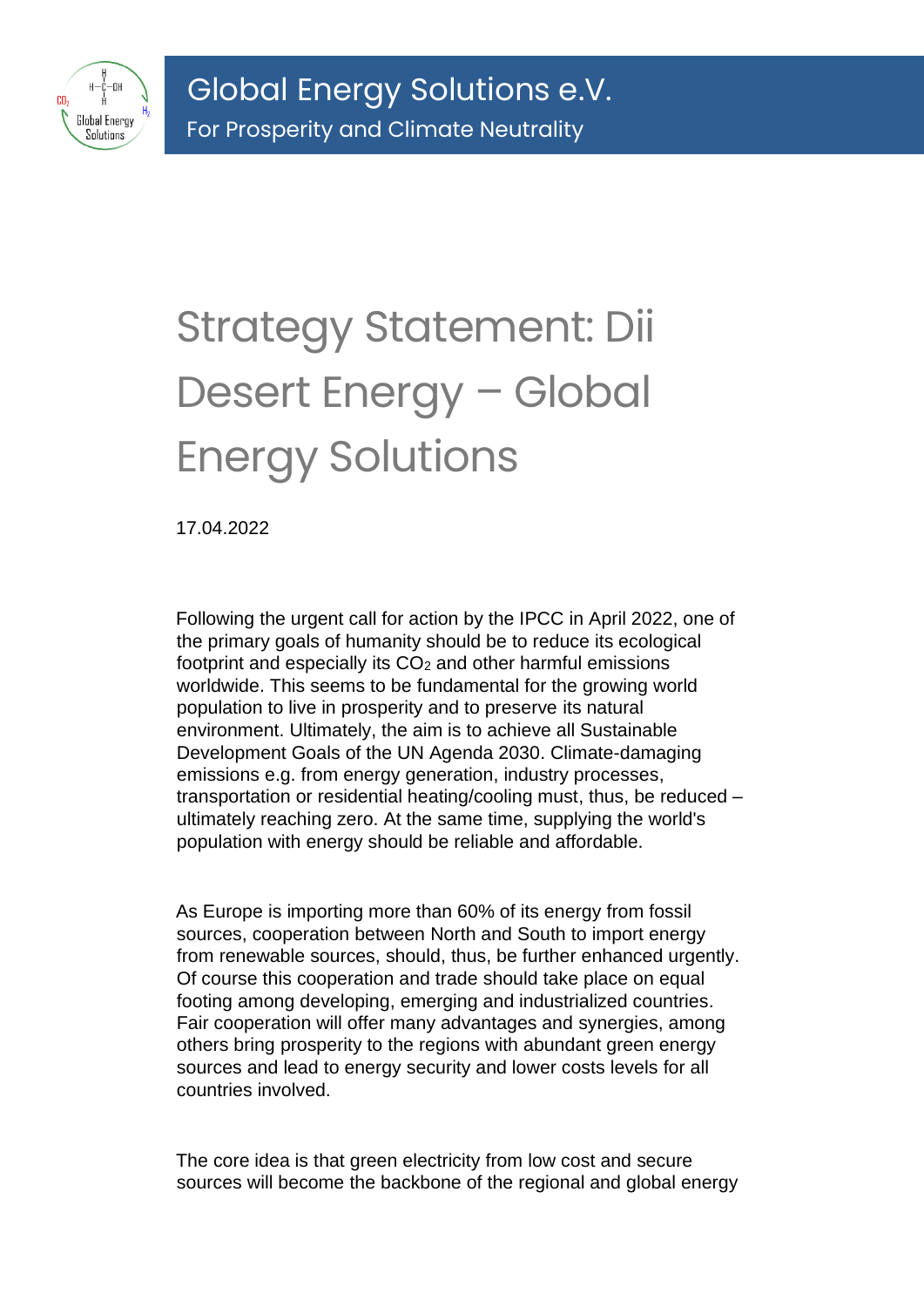# Global Energy Solutions e.V.

For Prosperity and Climate Neutrality

# Strategy Statement: Dii Desert Energy – Global Energy Solutions

17.04.2022

Following the urgent call for action by the IPCC in April 2022, one of the primary goals of humanity should be to reduce its ecological footprint and especially its $CO_2$ and other harmful emissions worldwide. This seems to be fundamental for the growing world population to live in prosperity and to preserve its natural environment. Ultimately, the aim is to achieve all Sustainable Development Goals of the UN Agenda 2030. Climate-damaging emissions e.g. from energy generation, industry processes, transportation or residential heating/cooling must, thus, be reduced – ultimately reaching zero. At the same time, supplying the world's population with energy should be reliable and affordable.

As Europe is importing more than 60% of its energy from fossil sources, cooperation between North and South to import energy from renewable sources, should, thus, be further enhanced urgently. Of course this cooperation and trade should take place on equal footing among developing, emerging and industrialized countries. Fair cooperation will offer many advantages and synergies, among others bring prosperity to the regions with abundant green energy sources and lead to energy security and lower costs levels for all countries involved.

The core idea is that green electricity from low cost and secure sources will become the backbone of the regional and global energy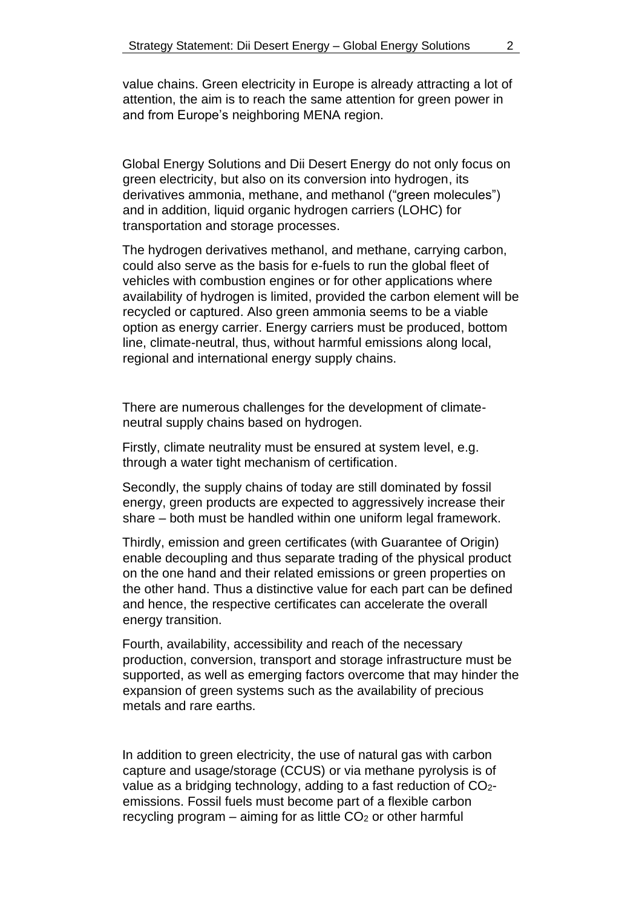value chains. Green electricity in Europe is already attracting a lot of attention, the aim is to reach the same attention for green power in and from Europe's neighboring MENA region.

Global Energy Solutions and Dii Desert Energy do not only focus on green electricity, but also on its conversion into hydrogen, its derivatives ammonia, methane, and methanol ("green molecules") and in addition, liquid organic hydrogen carriers (LOHC) for transportation and storage processes.

The hydrogen derivatives methanol, and methane, carrying carbon, could also serve as the basis for e-fuels to run the global fleet of vehicles with combustion engines or for other applications where availability of hydrogen is limited, provided the carbon element will be recycled or captured. Also green ammonia seems to be a viable option as energy carrier. Energy carriers must be produced, bottom line, climate-neutral, thus, without harmful emissions along local, regional and international energy supply chains.

There are numerous challenges for the development of climate-neutral supply chains based on hydrogen.

Firstly, climate neutrality must be ensured at system level, e.g. through a water tight mechanism of certification.

Secondly, the supply chains of today are still dominated by fossil energy, green products are expected to aggressively increase their share – both must be handled within one uniform legal framework.

Thirdly, emission and green certificates (with Guarantee of Origin) enable decoupling and thus separate trading of the physical product on the one hand and their related emissions or green properties on the other hand. Thus a distinctive value for each part can be defined and hence, the respective certificates can accelerate the overall energy transition.

Fourth, availability, accessibility and reach of the necessary production, conversion, transport and storage infrastructure must be supported, as well as emerging factors overcome that may hinder the expansion of green systems such as the availability of precious metals and rare earths.

In addition to green electricity, the use of natural gas with carbon capture and usage/storage (CCUS) or via methane pyrolysis is of value as a bridging technology, adding to a fast reduction of $CO_2$-emissions. Fossil fuels must become part of a flexible carbon recycling program – aiming for as little $CO_2$ or other harmful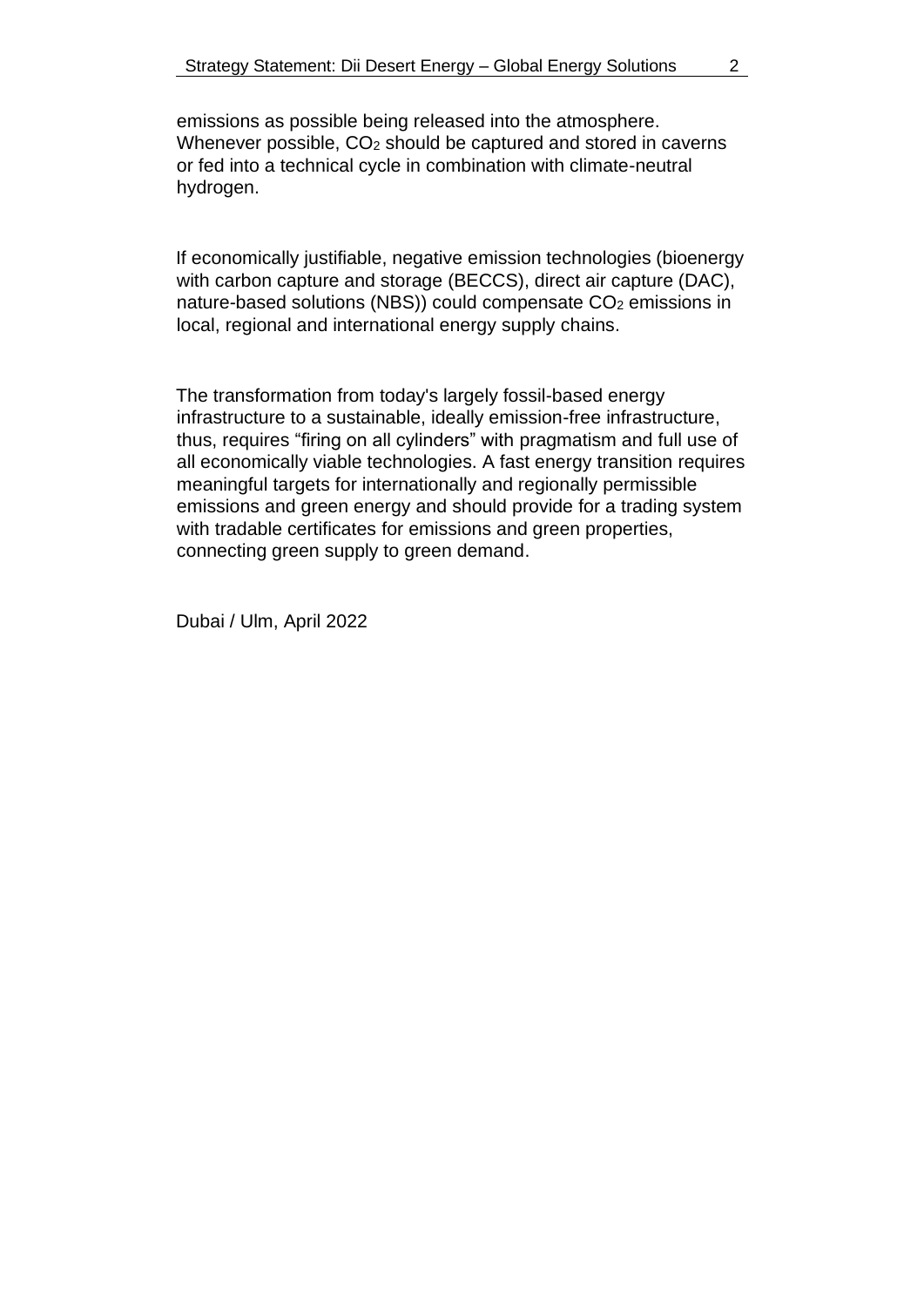emissions as possible being released into the atmosphere. Whenever possible, $CO_2$ should be captured and stored in caverns or fed into a technical cycle in combination with climate-neutral hydrogen.

If economically justifiable, negative emission technologies (bioenergy with carbon capture and storage (BECCS), direct air capture (DAC), nature-based solutions (NBS)) could compensate $CO_2$ emissions in local, regional and international energy supply chains.

The transformation from today's largely fossil-based energy infrastructure to a sustainable, ideally emission-free infrastructure, thus, requires “firing on all cylinders” with pragmatism and full use of all economically viable technologies. A fast energy transition requires meaningful targets for internationally and regionally permissible emissions and green energy and should provide for a trading system with tradable certificates for emissions and green properties, connecting green supply to green demand.

Dubai / Ulm, April 2022